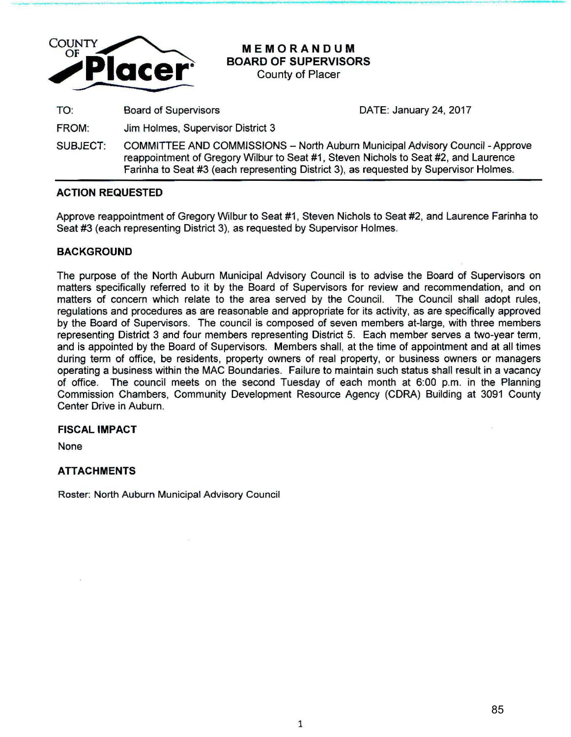COUNTY OF Placer

# MEMORANDUM
## BOARD OF SUPERVISORS
County of Placer

| | | |
|---|---|---|
| TO: | Board of Supervisors | DATE: January 24, 2017 |
| FROM: | Jim Holmes, Supervisor District 3 | |
| SUBJECT: | COMMITTEE AND COMMISSIONS – North Auburn Municipal Advisory Council - Approve reappointment of Gregory Wilbur to Seat #1, Steven Nichols to Seat #2, and Laurence Farinha to Seat #3 (each representing District 3), as requested by Supervisor Holmes. | |

### ACTION REQUESTED

Approve reappointment of Gregory Wilbur to Seat #1, Steven Nichols to Seat #2, and Laurence Farinha to Seat #3 (each representing District 3), as requested by Supervisor Holmes.

### BACKGROUND

The purpose of the North Auburn Municipal Advisory Council is to advise the Board of Supervisors on matters specifically referred to it by the Board of Supervisors for review and recommendation, and on matters of concern which relate to the area served by the Council. The Council shall adopt rules, regulations and procedures as are reasonable and appropriate for its activity, as are specifically approved by the Board of Supervisors. The council is composed of seven members at-large, with three members representing District 3 and four members representing District 5. Each member serves a two-year term, and is appointed by the Board of Supervisors. Members shall, at the time of appointment and at all times during term of office, be residents, property owners of real property, or business owners or managers operating a business within the MAC Boundaries. Failure to maintain such status shall result in a vacancy of office. The council meets on the second Tuesday of each month at 6:00 p.m. in the Planning Commission Chambers, Community Development Resource Agency (CDRA) Building at 3091 County Center Drive in Auburn.

### FISCAL IMPACT

None

### ATTACHMENTS

Roster: North Auburn Municipal Advisory Council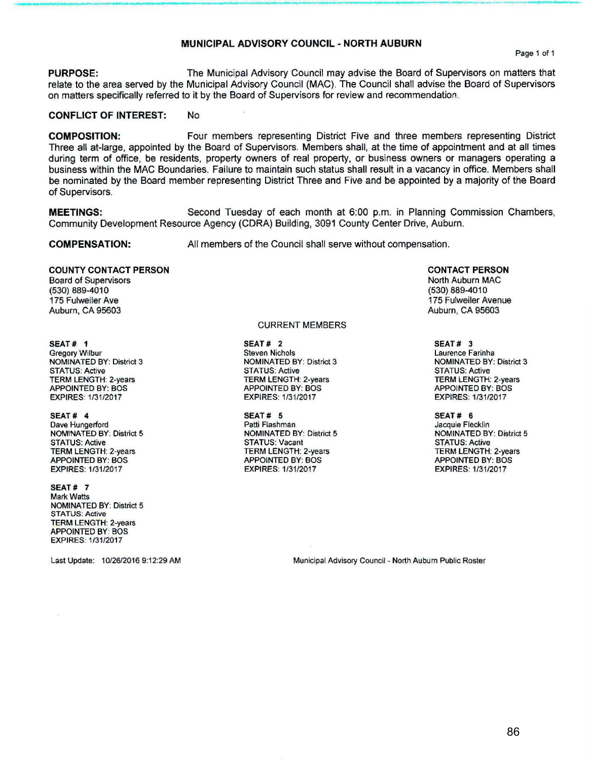## MUNICIPAL ADVISORY COUNCIL - NORTH AUBURN

**PURPOSE:** The Municipal Advisory Council may advise the Board of Supervisors on matters that relate to the area served by the Municipal Advisory Council (MAC). The Council shall advise the Board of Supervisors on matters specifically referred to it by the Board of Supervisors for review and recommendation.

**CONFLICT OF INTEREST:** No

**COMPOSITION:** Four members representing District Five and three members representing District Three all at-large, appointed by the Board of Supervisors. Members shall, at the time of appointment and at all times during term of office, be residents, property owners of real property, or business owners or managers operating a business within the MAC Boundaries. Failure to maintain such status shall result in a vacancy in office. Members shall be nominated by the Board member representing District Three and Five and be appointed by a majority of the Board of Supervisors.

**MEETINGS:** Second Tuesday of each month at 6:00 p.m. in Planning Commission Chambers, Community Development Resource Agency (CDRA) Building, 3091 County Center Drive, Auburn.

**COMPENSATION:** All members of the Council shall serve without compensation.

**COUNTY CONTACT PERSON**
Board of Supervisors
(530) 889-4010
175 Fulweiler Ave
Auburn, CA 95603

**CONTACT PERSON**
North Auburn MAC
(530) 889-4010
175 Fulweiler Avenue
Auburn, CA 95603

CURRENT MEMBERS

**SEAT # 1**
Gregory Wilbur
NOMINATED BY: District 3
STATUS: Active
TERM LENGTH: 2-years
APPOINTED BY: BOS
EXPIRES: 1/31/2017

**SEAT # 2**
Steven Nichols
NOMINATED BY: District 3
STATUS: Active
TERM LENGTH: 2-years
APPOINTED BY: BOS
EXPIRES: 1/31/2017

**SEAT # 3**
Laurence Farinha
NOMINATED BY: District 3
STATUS: Active
TERM LENGTH: 2-years
APPOINTED BY: BOS
EXPIRES: 1/31/2017

**SEAT # 4**
Dave Hungerford
NOMINATED BY: District 5
STATUS: Active
TERM LENGTH: 2-years
APPOINTED BY: BOS
EXPIRES: 1/31/2017

**SEAT # 5**
Patti Flashman
NOMINATED BY: District 5
STATUS: Vacant
TERM LENGTH: 2-years
APPOINTED BY: BOS
EXPIRES: 1/31/2017

**SEAT # 6**
Jacquie Flecklin
NOMINATED BY: District 5
STATUS: Active
TERM LENGTH: 2-years
APPOINTED BY: BOS
EXPIRES: 1/31/2017

**SEAT # 7**
Mark Watts
NOMINATED BY: District 5
STATUS: Active
TERM LENGTH: 2-years
APPOINTED BY: BOS
EXPIRES: 1/31/2017

Last Update: 10/26/2016 9:12:29 AM

Municipal Advisory Council - North Auburn Public Roster